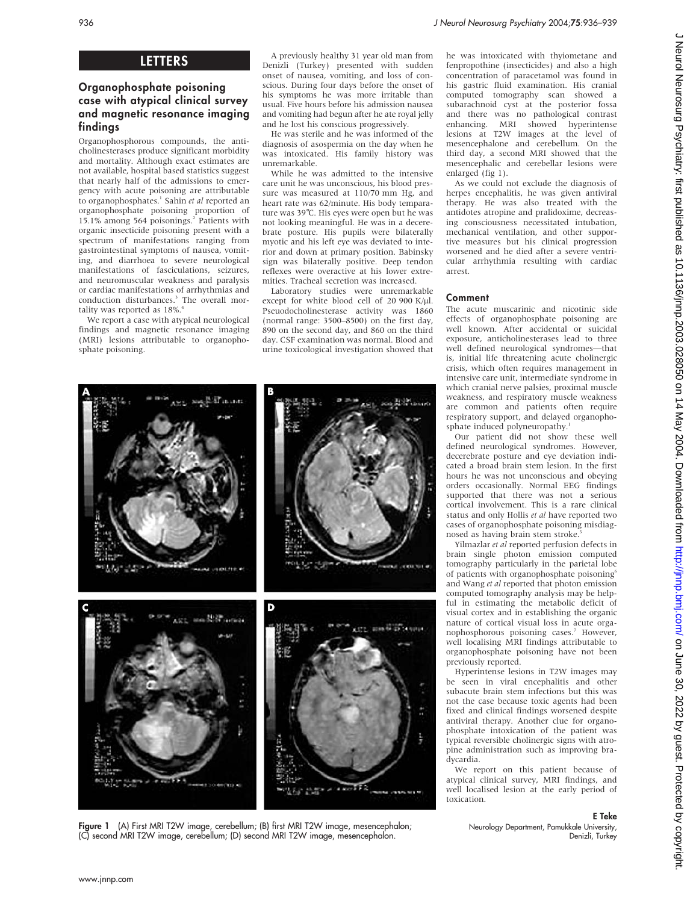# LETTERS

## Organophosphate poisoning case with atypical clinical survey and magnetic resonance imaging findings

Organophosphorous compounds, the anticholinesterases produce significant morbidity and mortality. Although exact estimates are not available, hospital based statistics suggest that nearly half of the admissions to emergency with acute poisoning are attributable to organophosphates.[1] Sahin *et al* reported an organophosphate poisoning proportion of 15.1% among 564 poisonings.[2] Patients with organic insecticide poisoning present with a spectrum of manifestations ranging from gastrointestinal symptoms of nausea, vomiting, and diarrhoea to severe neurological manifestations of fasciculations, seizures, and neuromuscular weakness and paralysis or cardiac manifestations of arrhythmias and conduction disturbances.[3] The overall mortality was reported as 18%.[4]

We report a case with atypical neurological findings and magnetic resonance imaging (MRI) lesions attributable to organophosphate poisoning.

A previously healthy 31 year old man from Denizli (Turkey) presented with sudden onset of nausea, vomiting, and loss of conscious. During four days before the onset of his symptoms he was more irritable than usual. Five hours before his admission nausea and vomiting had begun after he ate royal jelly and he lost his conscious progressively.

He was sterile and he was informed of the diagnosis of asospermia on the day when he was intoxicated. His family history was unremarkable.

While he was admitted to the intensive care unit he was unconscious, his blood pressure was measured at 110/70 mm Hg, and heart rate was 62/minute. His body temparature was 39°C. His eyes were open but he was not looking meaningful. He was in a decerebrate posture. His pupils were bilaterally myotic and his left eye was deviated to interior and down at primary position. Babinsky sign was bilaterally positive. Deep tendon reflexes were overactive at his lower extremities. Tracheal secretion was increased.

Laboratory studies were unremarkable except for white blood cell of 20 900 K/μl. Pseudocholinesterase activity was 1860 (normal range: 3500–8500) on the first day, 890 on the second day, and 860 on the third day. CSF examination was normal. Blood and urine toxicological investigation showed that he was intoxicated with thyiometane and fenpropothine (insecticides) and also a high concentration of paracetamol was found in his gastric fluid examination. His cranial computed tomography scan showed a subarachnoid cyst at the posterior fossa and there was no pathological contrast enhancing. MRI showed hyperintense lesions at T2W images at the level of mesencephalone and cerebellum. On the third day, a second MRI showed that the mesencephalic and cerebellar lesions were enlarged (fig 1).

As we could not exclude the diagnosis of herpes encephalitis, he was given antiviral therapy. He was also treated with the antidotes atropine and pralidoxime, decreasing consciousness necessitated intubation, mechanical ventilation, and other supportive measures but his clinical progression worsened and he died after a severe ventricular arrhythmia resulting with cardiac arrest.

### Comment

The acute muscarinic and nicotinic side effects of organophosphate poisoning are well known. After accidental or suicidal exposure, anticholinesterases lead to three well defined neurological syndromes—that is, initial life threatening acute cholinergic crisis, which often requires management in intensive care unit, intermediate syndrome in which cranial nerve palsies, proximal muscle weakness, and respiratory muscle weakness are common and patients often require respiratory support, and delayed organophosphate induced polyneuropathy.[1]

Our patient did not show these well defined neurological syndromes. However, decerebrate posture and eye deviation indicated a broad brain stem lesion. In the first hours he was not unconscious and obeying orders occasionally. Normal EEG findings supported that there was not a serious cortical involvement. This is a rare clinical status and only Hollis *et al* have reported two cases of organophosphate poisoning misdiagnosed as having brain stem stroke.[5]

Yilmazlar *et al* reported perfusion defects in brain single photon emission computed tomography particularly in the parietal lobe of patients with organophosphate poisoning[6] and Wang *et al* reported that photon emission computed tomography analysis may be helpful in estimating the metabolic deficit of visual cortex and in establishing the organic nature of cortical visual loss in acute organophosphorous poisoning cases.[7] However, well localising MRI findings attributable to organophosphate poisoning have not been previously reported.

Hyperintense lesions in T2W images may be seen in viral encephalitis and other subacute brain stem infections but this was not the case because toxic agents had been fixed and clinical findings worsened despite antiviral therapy. Another clue for organophosphate intoxication of the patient was typical reversible cholinergic signs with atropine administration such as improving bradycardia.

We report on this patient because of atypical clinical survey, MRI findings, and well localised lesion at the early period of toxication.

**Figure 1** (A) First MRI T2W image, cerebellum; (B) first MRI T2W image, mesencephalon; (C) second MRI T2W image, cerebellum; (D) second MRI T2W image, mesencephalon.

**E Teke**
Neurology Department, Pamukkale University, Denizli, Turkey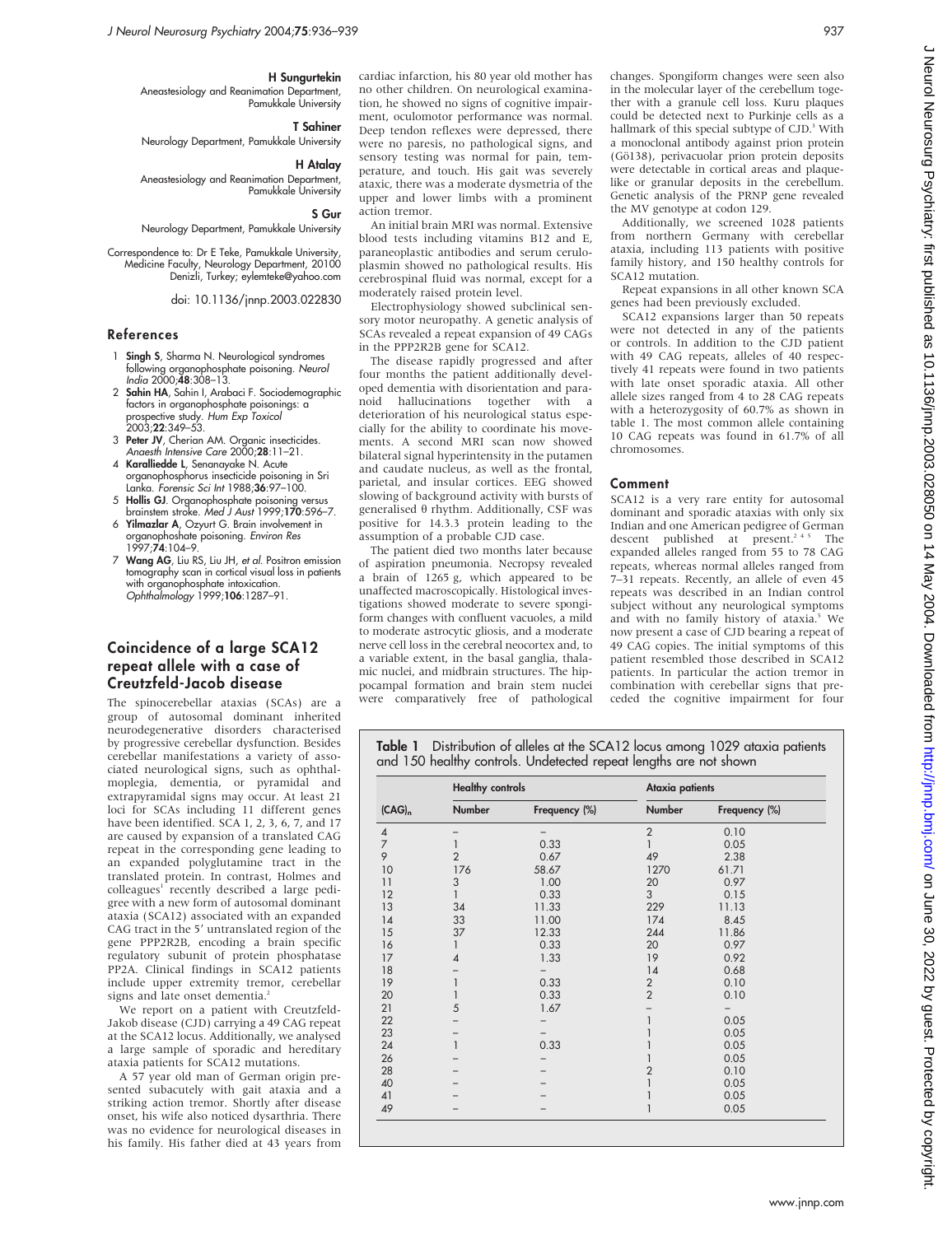**H Sungurtekin**
Aneastesiology and Reanimation Department, Pamukkale University

**T Sahiner**
Neurology Department, Pamukkale University

**H Atalay**
Aneastesiology and Reanimation Department, Pamukkale University

**S Gur**
Neurology Department, Pamukkale University

Correspondence to: Dr E Teke, Pamukkale University, Medicine Faculty, Neurology Department, 20100 Denizli, Turkey; eylemteke@yahoo.com

doi: 10.1136/jnnp.2003.022830

## References

1. **Singh S**, Sharma N. Neurological syndromes following organophosphate poisoning. *Neurol India* 2000;**48**:308–13.
2. **Sahin HA**, Sahin I, Arabaci F. Sociodemographic factors in organophosphate poisonings: a prospective study. *Hum Exp Toxicol* 2003;**22**:349–53.
3. **Peter JV**, Cherian AM. Organic insecticides. *Anaesth Intensive Care* 2000;**28**:11–21.
4. **Karalliedde L**, Senanayake N. Acute organophosphorus insecticide poisoning in Sri Lanka. *Forensic Sci Int* 1988;**36**:97–100.
5. **Hollis GJ**. Organophosphate poisoning versus brainstem stroke. *Med J Aust* 1999;**170**:596–7.
6. **Yilmazlar A**, Ozyurt G. Brain involvement in organophoshate poisoning. *Environ Res* 1997;**74**:104–9.
7. **Wang AG**, Liu RS, Liu JH, *et al*. Positron emission tomography scan in cortical visual loss in patients with organophosphate intoxication. *Ophthalmology* 1999;**106**:1287–91.

# Coincidence of a large SCA12 repeat allele with a case of Creutzfeld-Jacob disease

The spinocerebellar ataxias (SCAs) are a group of autosomal dominant inherited neurodegenerative disorders characterised by progressive cerebellar dysfunction. Besides cerebellar manifestations a variety of associated neurological signs, such as ophthalmoplegia, dementia, or pyramidal and extrapyramidal signs may occur. At least 21 loci for SCAs including 11 different genes have been identified. SCA 1, 2, 3, 6, 7, and 17 are caused by expansion of a translated CAG repeat in the corresponding gene leading to an expanded polyglutamine tract in the translated protein. In contrast, Holmes and colleagues[1] recently described a large pedigree with a new form of autosomal dominant ataxia (SCA12) associated with an expanded CAG tract in the 5′ untranslated region of the gene PPP2R2B, encoding a brain specific regulatory subunit of protein phosphatase PP2A. Clinical findings in SCA12 patients include upper extremity tremor, cerebellar signs and late onset dementia.[2]

We report on a patient with Creutzfeld-Jakob disease (CJD) carrying a 49 CAG repeat at the SCA12 locus. Additionally, we analysed a large sample of sporadic and hereditary ataxia patients for SCA12 mutations.

A 57 year old man of German origin presented subacutely with gait ataxia and a striking action tremor. Shortly after disease onset, his wife also noticed dysarthria. There was no evidence for neurological diseases in his family. His father died at 43 years from cardiac infarction, his 80 year old mother has no other children. On neurological examination, he showed no signs of cognitive impairment, oculomotor performance was normal. Deep tendon reflexes were depressed, there were no paresis, no pathological signs, and sensory testing was normal for pain, temperature, and touch. His gait was severely ataxic, there was a moderate dysmetria of the upper and lower limbs with a prominent action tremor.

An initial brain MRI was normal. Extensive blood tests including vitamins B12 and E, paraneoplastic antibodies and serum ceruloplasmin showed no pathological results. His cerebrospinal fluid was normal, except for a moderately raised protein level.

Electrophysiology showed subclinical sensory motor neuropathy. A genetic analysis of SCAs revealed a repeat expansion of 49 CAGs in the PPP2R2B gene for SCA12.

The disease rapidly progressed and after four months the patient additionally developed dementia with disorientation and paranoid hallucinations together with a deterioration of his neurological status especially for the ability to coordinate his movements. A second MRI scan now showed bilateral signal hyperintensity in the putamen and caudate nucleus, as well as the frontal, parietal, and insular cortices. EEG showed slowing of background activity with bursts of generalised θ rhythm. Additionally, CSF was positive for 14.3.3 protein leading to the assumption of a probable CJD case.

The patient died two months later because of aspiration pneumonia. Necropsy revealed a brain of 1265 g, which appeared to be unaffected macroscopically. Histological investigations showed moderate to severe spongiform changes with confluent vacuoles, a mild to moderate astrocytic gliosis, and a moderate nerve cell loss in the cerebral neocortex and, to a variable extent, in the basal ganglia, thalamic nuclei, and midbrain structures. The hippocampal formation and brain stem nuclei were comparatively free of pathological changes. Spongiform changes were seen also in the molecular layer of the cerebellum together with a granule cell loss. Kuru plaques could be detected next to Purkinje cells as a hallmark of this special subtype of CJD.[3] With a monoclonal antibody against prion protein (Gö138), perivacuolar prion protein deposits were detectable in cortical areas and plaque-like or granular deposits in the cerebellum. Genetic analysis of the PRNP gene revealed the MV genotype at codon 129.

Additionally, we screened 1028 patients from northern Germany with cerebellar ataxia, including 113 patients with positive family history, and 150 healthy controls for SCA12 mutation.

Repeat expansions in all other known SCA genes had been previously excluded.

SCA12 expansions larger than 50 repeats were not detected in any of the patients or controls. In addition to the CJD patient with 49 CAG repeats, alleles of 40 respectively 41 repeats were found in two patients with late onset sporadic ataxia. All other allele sizes ranged from 4 to 28 CAG repeats with a heterozygosity of 60.7% as shown in table 1. The most common allele containing 10 CAG repeats was found in 61.7% of all chromosomes.

## Comment

SCA12 is a very rare entity for autosomal dominant and sporadic ataxias with only six Indian and one American pedigree of German descent published at present.[2,4,5] The expanded alleles ranged from 55 to 78 CAG repeats, whereas normal alleles ranged from 7–31 repeats. Recently, an allele of even 45 repeats was described in an Indian control subject without any neurological symptoms and with no family history of ataxia.[5] We now present a case of CJD bearing a repeat of 49 CAG copies. The initial symptoms of this patient resembled those described in SCA12 patients. In particular the action tremor in combination with cerebellar signs that preceded the cognitive impairment for four

**Table 1** Distribution of alleles at the SCA12 locus among 1029 ataxia patients and 150 healthy controls. Undetected repeat lengths are not shown

| | Healthy controls | | Ataxia patients | |
|---|---|---|---|---|
| $(CAG)_n$ | Number | Frequency (%) | Number | Frequency (%) |
| 4 | – | – | 2 | 0.10 |
| 7 | 1 | 0.33 | 1 | 0.05 |
| 9 | 2 | 0.67 | 49 | 2.38 |
| 10 | 176 | 58.67 | 1270 | 61.71 |
| 11 | 3 | 1.00 | 20 | 0.97 |
| 12 | 1 | 0.33 | 3 | 0.15 |
| 13 | 34 | 11.33 | 229 | 11.13 |
| 14 | 33 | 11.00 | 174 | 8.45 |
| 15 | 37 | 12.33 | 244 | 11.86 |
| 16 | 1 | 0.33 | 20 | 0.97 |
| 17 | 4 | 1.33 | 19 | 0.92 |
| 18 | – | – | 14 | 0.68 |
| 19 | 1 | 0.33 | 2 | 0.10 |
| 20 | 1 | 0.33 | 2 | 0.10 |
| 21 | 5 | 1.67 | – | – |
| 22 | – | – | 1 | 0.05 |
| 23 | – | – | 1 | 0.05 |
| 24 | 1 | 0.33 | 1 | 0.05 |
| 26 | – | – | 1 | 0.05 |
| 28 | – | – | 2 | 0.10 |
| 40 | – | – | 1 | 0.05 |
| 41 | – | – | 1 | 0.05 |
| 49 | – | – | 1 | 0.05 |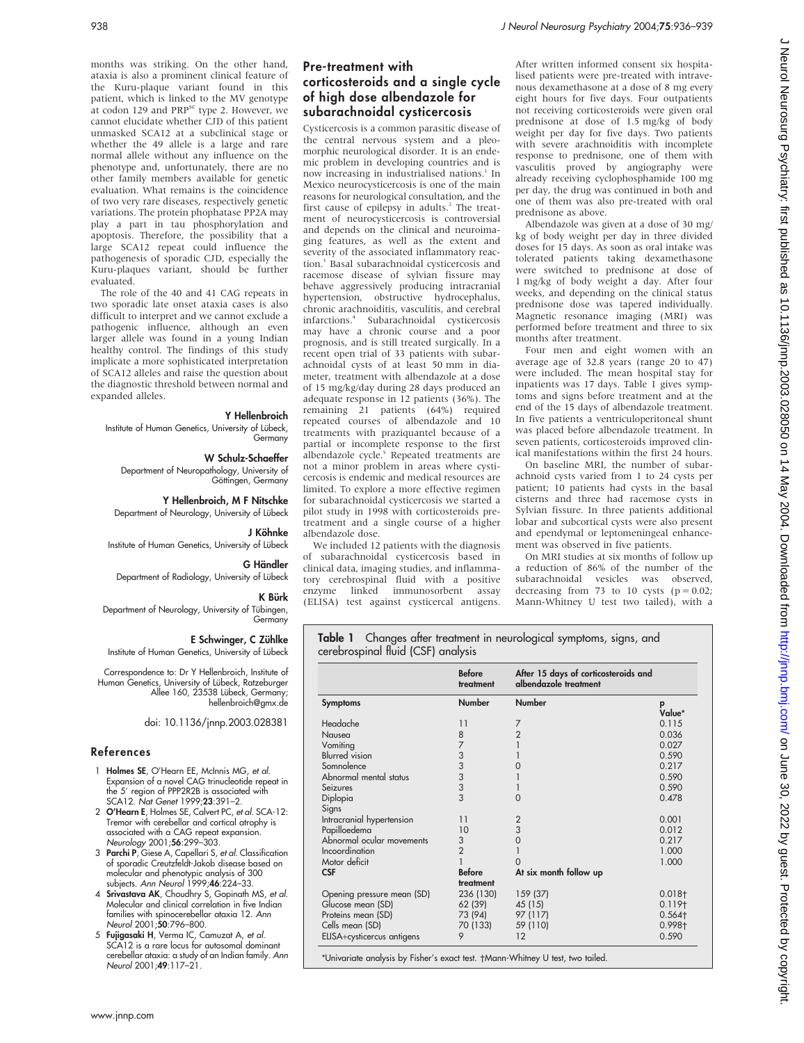months was striking. On the other hand, ataxia is also a prominent clinical feature of the Kuru-plaque variant found in this patient, which is linked to the MV genotype at codon 129 and PRP[sc] type 2. However, we cannot elucidate whether CJD of this patient unmasked SCA12 at a subclinical stage or whether the 49 allele is a large and rare normal allele without any influence on the phenotype and, unfortunately, there are no other family members available for genetic evaluation. What remains is the coincidence of two very rare diseases, respectively genetic variations. The protein phophatase PP2A may play a part in tau phosphorylation and apoptosis. Therefore, the possibility that a large SCA12 repeat could influence the pathogenesis of sporadic CJD, especially the Kuru-plaques variant, should be further evaluated.

The role of the 40 and 41 CAG repeats in two sporadic late onset ataxia cases is also difficult to interpret and we cannot exclude a pathogenic influence, although an even larger allele was found in a young Indian healthy control. The findings of this study implicate a more sophisticated interpretation of SCA12 alleles and raise the question about the diagnostic threshold between normal and expanded alleles.

**Y Hellenbroich**
Institute of Human Genetics, University of Lübeck, Germany

**W Schulz-Schaeffer**
Department of Neuropathology, University of Göttingen, Germany

**Y Hellenbroich, M F Nitschke**
Department of Neurology, University of Lübeck

**J Köhnke**
Institute of Human Genetics, University of Lübeck

**G Händler**
Department of Radiology, University of Lübeck

**K Bürk**
Department of Neurology, University of Tübingen, Germany

**E Schwinger, C Zühlke**
Institute of Human Genetics, University of Lübeck

Correspondence to: Dr Y Hellenbroich, Institute of Human Genetics, University of Lübeck, Ratzeburger Allee 160, 23538 Lübeck, Germany; hellenbroich@gmx.de

doi: 10.1136/jnnp.2003.028381

## References

1. **Holmes SE**, O'Hearn EE, McInnis MG, et al. Expansion of a novel CAG trinucleotide repeat in the 5′ region of PPP2R2B is associated with SCA12. *Nat Genet* 1999;**23**:391–2.
2. **O'Hearn E**, Holmes SE, Calvert PC, et al. SCA-12: Tremor with cerebellar and cortical atrophy is associated with a CAG repeat expansion. *Neurology* 2001;**56**:299–303.
3. **Parchi P**, Giese A, Capellari S, et al. Classification of sporadic Creutzfeldt-Jakob disease based on molecular and phenotypic analysis of 300 subjects. *Ann Neurol* 1999;**46**:224–33.
4. **Srivastava AK**, Choudhry S, Gopinath MS, et al. Molecular and clinical correlation in five Indian families with spinocerebellar ataxia 12. *Ann Neurol* 2001;**50**:796–800.
5. **Fujigasaki H**, Verma IC, Camuzat A, et al. SCA12 is a rare locus for autosomal dominant cerebellar ataxia: a study of an Indian family. *Ann Neurol* 2001;**49**:117–21.

## Pre-treatment with corticosteroids and a single cycle of high dose albendazole for subarachnoidal cysticercosis

Cysticercosis is a common parasitic disease of the central nervous system and a pleomorphic neurological disorder. It is an endemic problem in developing countries and is now increasing in industrialised nations.[1] In Mexico neurocysticercosis is one of the main reasons for neurological consultation, and the first cause of epilepsy in adults.[2] The treatment of neurocysticercosis is controversial and depends on the clinical and neuroimaging features, as well as the extent and severity of the associated inflammatory reaction.[3] Basal subarachnoidal cysticercosis and racemose disease of sylvian fissure may behave aggressively producing intracranial hypertension, obstructive hydrocephalus, chronic arachnoiditis, vasculitis, and cerebral infarctions.[4] Subarachnoidal cysticercosis may have a chronic course and a poor prognosis, and is still treated surgically. In a recent open trial of 33 patients with subarachnoidal cysts of at least 50 mm in diameter, treatment with albendazole at a dose of 15 mg/kg/day during 28 days produced an adequate response in 12 patients (36%). The remaining 21 patients (64%) required repeated courses of albendazole and 10 treatments with praziquantel because of a partial or incomplete response to the first albendazole cycle.[5] Repeated treatments are not a minor problem in areas where cysticercosis is endemic and medical resources are limited. To explore a more effective regimen for subarachnoidal cysticercosis we started a pilot study in 1998 with corticosteroids pretreatment and a single course of a higher albendazole dose.

We included 12 patients with the diagnosis of subarachnoidal cysticercosis based in clinical data, imaging studies, and inflammatory cerebrospinal fluid with a positive enzyme linked immunosorbent assay (ELISA) test against cysticercal antigens. After written informed consent six hospitalised patients were pre-treated with intravenous dexamethasone at a dose of 8 mg every eight hours for five days. Four outpatients not receiving corticosteroids were given oral prednisone at dose of 1.5 mg/kg of body weight per day for five days. Two patients with severe arachnoiditis with incomplete response to prednisone, one of them with vasculitis proved by angiography were already receiving cyclophosphamide 100 mg per day, the drug was continued in both and one of them was also pre-treated with oral prednisone as above.

Albendazole was given at a dose of 30 mg/kg of body weight per day in three divided doses for 15 days. As soon as oral intake was tolerated patients taking dexamethasone were switched to prednisone at dose of 1 mg/kg of body weight a day. After four weeks, and depending on the clinical status prednisone dose was tapered individually. Magnetic resonance imaging (MRI) was performed before treatment and three to six months after treatment.

Four men and eight women with an average age of 32.8 years (range 20 to 47) were included. The mean hospital stay for inpatients was 17 days. Table 1 gives symptoms and signs before treatment and at the end of the 15 days of albendazole treatment. In five patients a ventriculoperitoneal shunt was placed before albendazole treatment. In seven patients, corticosteroids improved clinical manifestations within the first 24 hours.

On baseline MRI, the number of subarachnoid cysts varied from 1 to 24 cysts per patient; 10 patients had cysts in the basal cisterns and three had racemose cysts in Sylvian fissure. In three patients additional lobar and subcortical cysts were also present and ependymal or leptomeningeal enhancement was observed in five patients.

On MRI studies at six months of follow up a reduction of 86% of the number of the subarachnoidal vesicles was observed, decreasing from 73 to 10 cysts ($p = 0.02$; Mann-Whitney U test two tailed), with a

**Table 1** Changes after treatment in neurological symptoms, signs, and cerebrospinal fluid (CSF) analysis

| | Before treatment | After 15 days of corticosteroids and albendazole treatment | |
|---|---|---|---|
| **Symptoms** | **Number** | **Number** | **p Value*** |
| Headache | 11 | 7 | 0.115 |
| Nausea | 8 | 2 | 0.036 |
| Vomiting | 7 | 1 | 0.027 |
| Blurred vision | 3 | 1 | 0.590 |
| Somnolence | 3 | 0 | 0.217 |
| Abnormal mental status | 3 | 1 | 0.590 |
| Seizures | 3 | 1 | 0.590 |
| Diplopia | 3 | 0 | 0.478 |
| Signs | | | |
| Intracranial hypertension | 11 | 2 | 0.001 |
| Papilloedema | 10 | 3 | 0.012 |
| Abnormal ocular movements | 3 | 0 | 0.217 |
| Incoordination | 2 | 1 | 1.000 |
| Motor deficit | 1 | 0 | 1.000 |
| **CSF** | **Before treatment** | **At six month follow up** | |
| Opening pressure mean (SD) | 236 (130) | 159 (37) | 0.018† |
| Glucose mean (SD) | 62 (39) | 45 (15) | 0.119† |
| Proteins mean (SD) | 73 (94) | 97 (117) | 0.564† |
| Cells mean (SD) | 70 (133) | 59 (110) | 0.998† |
| ELISA+cysticercus antigens | 9 | 12 | 0.590 |

*Univariate analysis by Fisher's exact test. †Mann-Whitney U test, two tailed.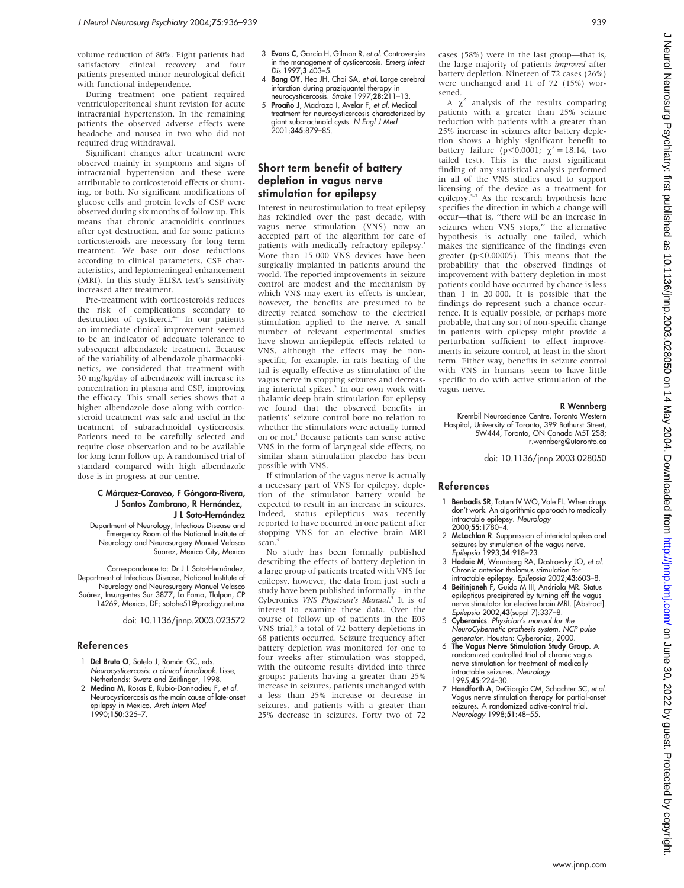volume reduction of 80%. Eight patients had satisfactory clinical recovery and four patients presented minor neurological deficit with functional independence.

During treatment one patient required ventriculoperitoneal shunt revision for acute intracranial hypertension. In the remaining patients the observed adverse effects were headache and nausea in two who did not required drug withdrawal.

Significant changes after treatment were observed mainly in symptoms and signs of intracranial hypertension and these were attributable to corticosteroid effects or shunting, or both. No significant modifications of glucose cells and protein levels of CSF were observed during six months of follow up. This means that chronic aracnoiditis continues after cyst destruction, and for some patients corticosteroids are necessary for long term treatment. We base our dose reductions according to clinical parameters, CSF characteristics, and leptomeningeal enhancement (MRI). In this study ELISA test's sensitivity increased after treatment.

Pre-treatment with corticosteroids reduces the risk of complications secondary to destruction of cysticerci.[4–5] In our patients an immediate clinical improvement seemed to be an indicator of adequate tolerance to subsequent albendazole treatment. Because of the variability of albendazole pharmacokinetics, we considered that treatment with 30 mg/kg/day of albendazole will increase its concentration in plasma and CSF, improving the efficacy. This small series shows that a higher albendazole dose along with corticosteroid treatment was safe and useful in the treatment of subarachnoidal cysticercosis. Patients need to be carefully selected and require close observation and to be available for long term follow up. A randomised trial of standard compared with high albendazole dose is in progress at our centre.

**C Márquez-Caraveo, F Góngora-Rivera, J Santos Zambrano, R Hernández, J L Soto-Hernández**

Department of Neurology, Infectious Disease and Emergency Room of the National Institute of Neurology and Neurosurgery Manuel Velasco Suarez, Mexico City, Mexico

Correspondence to: Dr J L Soto-Hernández, Department of Infectious Disease, National Institute of Neurology and Neurosurgery Manuel Velasco Suárez, Insurgentes Sur 3877, La Fama, Tlalpan, CP 14269, Mexico, DF; sotohe51@prodigy.net.mx

doi: 10.1136/jnnp.2003.023572

## References

1. **Del Bruto O**, Sotelo J, Román GC, eds. *Neurocysticercosis: a clinical handbook*. Lisse, Netherlands: Swetz and Zeitlinger, 1998.
2. **Medina M**, Rosas E, Rubio-Donnadieu F, *et al*. Neurocysticercosis as the main cause of late-onset epilepsy in Mexico. *Arch Intern Med* 1990;**150**:325–7.
3. **Evans C**, García H, Gilman R, *et al*. Controversies in the management of cysticercosis. *Emerg Infect Dis* 1997;**3**:403–5.
4. **Bang OY**, Heo JH, Choi SA, *et al*. Large cerebral infarction during praziquantel therapy in neurocysticercosis. *Stroke* 1997;**28**:211–13.
5. **Proaño J**, Madrazo I, Avelar F, *et al*. Medical treatment for neurocysticercosis characterized by giant subarachnoid cysts. *N Engl J Med* 2001;**345**:879–85.

## Short term benefit of battery depletion in vagus nerve stimulation for epilepsy

Interest in neurostimulation to treat epilepsy has rekindled over the past decade, with vagus nerve stimulation (VNS) now an accepted part of the algorithm for care of patients with medically refractory epilepsy.[1] More than 15 000 VNS devices have been surgically implanted in patients around the world. The reported improvements in seizure control are modest and the mechanism by which VNS may exert its effects is unclear, however, the benefits are presumed to be directly related somehow to the electrical stimulation applied to the nerve. A small number of relevant experimental studies have shown antiepileptic effects related to VNS, although the effects may be nonspecific, for example, in rats heating of the tail is equally effective as stimulation of the vagus nerve in stopping seizures and decreasing interictal spikes.[2] In our own work with thalamic deep brain stimulation for epilepsy we found that the observed benefits in patients' seizure control bore no relation to whether the stimulators were actually turned on or not.[3] Because patients can sense active VNS in the form of laryngeal side effects, no similar sham stimulation placebo has been possible with VNS.

If stimulation of the vagus nerve is actually a necessary part of VNS for epilepsy, depletion of the stimulator battery would be expected to result in an increase in seizures. Indeed, status epilepticus was recently reported to have occurred in one patient after stopping VNS for an elective brain MRI scan.[4]

No study has been formally published describing the effects of battery depletion in a large group of patients treated with VNS for epilepsy, however, the data from just such a study have been published informally—in the Cyberonics *VNS Physician's Manual*.[5] It is of interest to examine these data. Over the course of follow up of patients in the E03 VNS trial,[6] a total of 72 battery depletions in 68 patients occurred. Seizure frequency after battery depletion was monitored for one to four weeks after stimulation was stopped, with the outcome results divided into three groups: patients having a greater than 25% increase in seizures, patients unchanged with a less than 25% increase or decrease in seizures, and patients with a greater than 25% decrease in seizures. Forty two of 72 cases (58%) were in the last group—that is, the large majority of patients *improved* after battery depletion. Nineteen of 72 cases (26%) were unchanged and 11 of 72 (15%) worsened.

A $\chi^2$ analysis of the results comparing patients with a greater than 25% seizure reduction with patients with a greater than 25% increase in seizures after battery depletion shows a highly significant benefit to battery failure ($p<0.0001$; $\chi^2 = 18.14$, two tailed test). This is the most significant finding of any statistical analysis performed in all of the VNS studies used to support licensing of the device as a treatment for epilepsy.[5–7] As the research hypothesis here specifies the direction in which a change will occur—that is, "there will be an increase in seizures when VNS stops," the alternative hypothesis is actually one tailed, which makes the significance of the findings even greater ($p<0.00005$). This means that the probability that the observed findings of improvement with battery depletion in most patients could have occurred by chance is less than 1 in 20 000. It is possible that the findings do represent such a chance occurrence. It is equally possible, or perhaps more probable, that any sort of non-specific change in patients with epilepsy might provide a perturbation sufficient to effect improvements in seizure control, at least in the short term. Either way, benefits in seizure control with VNS in humans seem to have little specific to do with active stimulation of the vagus nerve.

**R Wennberg**

Krembil Neuroscience Centre, Toronto Western Hospital, University of Toronto, 399 Bathurst Street, 5W444, Toronto, ON Canada M5T 2S8; r.wennberg@utoronto.ca

doi: 10.1136/jnnp.2003.028050

## References

1. **Benbadis SR**, Tatum IV WO, Vale FL. When drugs don't work. An algorithmic approach to medically intractable epilepsy. *Neurology* 2000;**55**:1780–4.
2. **McLachlan R**. Suppression of interictal spikes and seizures by stimulation of the vagus nerve. *Epilepsia* 1993;**34**:918–23.
3. **Hodaie M**, Wennberg RA, Dostrovsky JO, *et al*. Chronic anterior thalamus stimulation for intractable epilepsy. *Epilepsia* 2002;**43**:603–8.
4. **Beitinjaneh F**, Guido M III, Andriola MR. Status epilepticus precipitated by turning off the vagus nerve stimulator for elective brain MRI. [Abstract]. *Epilepsia* 2002;**43**(suppl 7):337–8.
5. **Cyberonics**. *Physician's manual for the NeuroCybernetic prothesis system. NCP pulse generator*. Houston: Cyberonics, 2000.
6. **The Vagus Nerve Stimulation Study Group**. A randomized controlled trial of chronic vagus nerve stimulation for treatment of medically intractable seizures. *Neurology* 1995;**45**:224–30.
7. **Handforth A**, DeGiorgio CM, Schachter SC, *et al*. Vagus nerve stimulation therapy for partial-onset seizures. A randomized active-control trial. *Neurology* 1998;**51**:48–55.